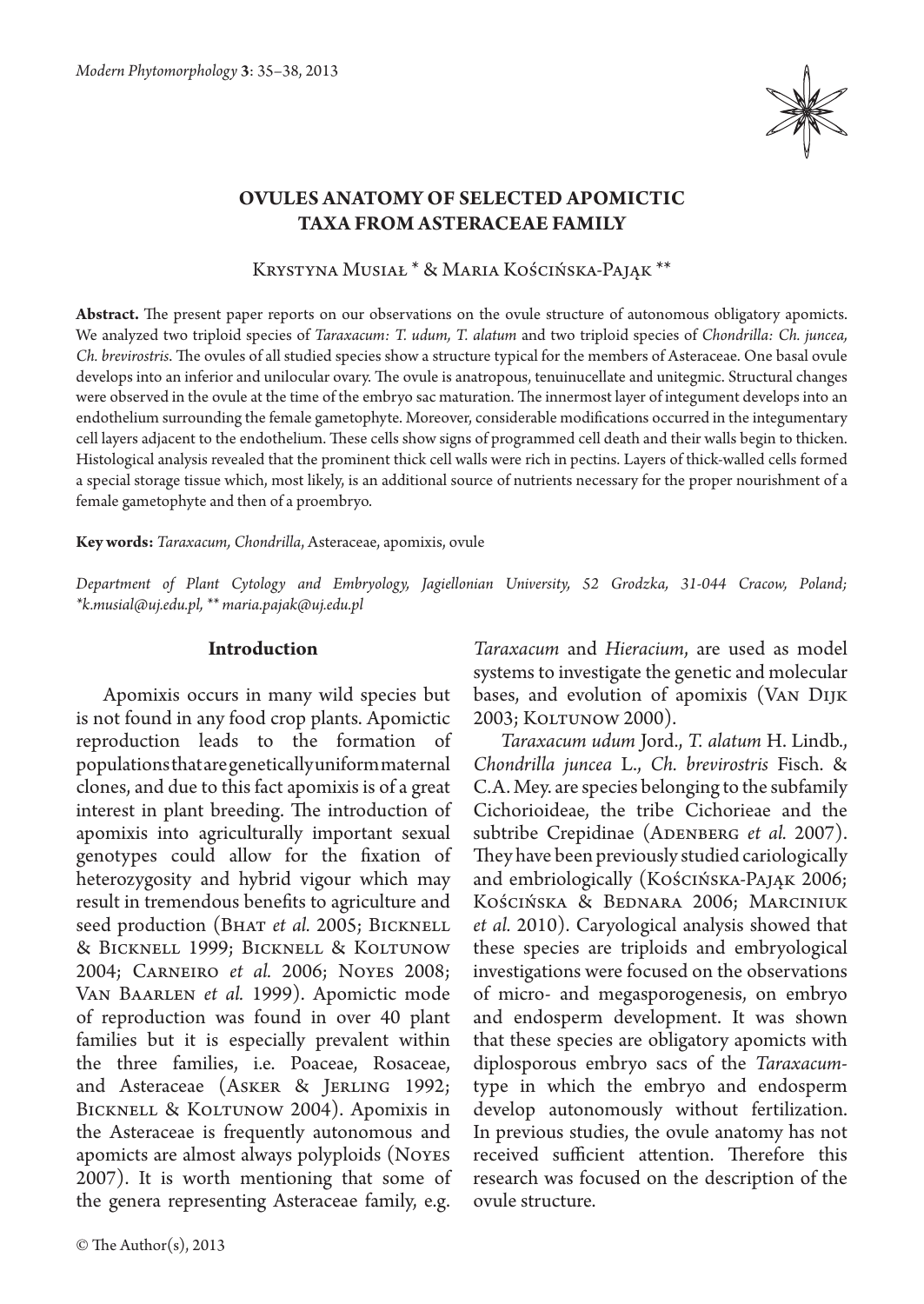# OVULES ANATOMY OF SELECTED APOMICTIC TAXA FROM ASTERACEAE FAMILY

Krystyna Musiał * & Maria Kościńska-Pająk **

**Abstract.** The present paper reports on our observations on the ovule structure of autonomous obligatory apomicts. We analyzed two triploid species of *Taraxacum: T. udum, T. alatum* and two triploid species of *Chondrilla: Ch. juncea, Ch. brevirostris*. The ovules of all studied species show a structure typical for the members of Asteraceae. One basal ovule develops into an inferior and unilocular ovary. The ovule is anatropous, tenuinucellate and unitegmic. Structural changes were observed in the ovule at the time of the embryo sac maturation. The innermost layer of integument develops into an endothelium surrounding the female gametophyte. Moreover, considerable modifications occurred in the integumentary cell layers adjacent to the endothelium. These cells show signs of programmed cell death and their walls begin to thicken. Histological analysis revealed that the prominent thick cell walls were rich in pectins. Layers of thick-walled cells formed a special storage tissue which, most likely, is an additional source of nutrients necessary for the proper nourishment of a female gametophyte and then of a proembryo.

**Key words:** *Taraxacum, Chondrilla*, Asteraceae, apomixis, ovule

*Department of Plant Cytology and Embryology, Jagiellonian University, 52 Grodzka, 31-044 Cracow, Poland; \*k.musial@uj.edu.pl, \*\* maria.pajak@uj.edu.pl*

## Introduction

Apomixis occurs in many wild species but is not found in any food crop plants. Apomictic reproduction leads to the formation of populations that are genetically uniform maternal clones, and due to this fact apomixis is of a great interest in plant breeding. The introduction of apomixis into agriculturally important sexual genotypes could allow for the fixation of heterozygosity and hybrid vigour which may result in tremendous benefits to agriculture and seed production (Bhat *et al.* 2005; Bicknell & Bicknell 1999; Bicknell & Koltunow 2004; Carneiro *et al.* 2006; Noyes 2008; Van Baarlen *et al.* 1999). Apomictic mode of reproduction was found in over 40 plant families but it is especially prevalent within the three families, i.e. Poaceae, Rosaceae, and Asteraceae (Asker & Jerling 1992; Bicknell & Koltunow 2004). Apomixis in the Asteraceae is frequently autonomous and apomicts are almost always polyploids (Noyes 2007). It is worth mentioning that some of the genera representing Asteraceae family, e.g. *Taraxacum* and *Hieracium*, are used as model systems to investigate the genetic and molecular bases, and evolution of apomixis (Van Dijk 2003; Koltunow 2000).

*Taraxacum udum* Jord., *T. alatum* H. Lindb., *Chondrilla juncea* L., *Ch. brevirostris* Fisch. & C.A. Mey. are species belonging to the subfamily Cichorioideae, the tribe Cichorieae and the subtribe Crepidinae (Adenberg *et al.* 2007). They have been previously studied cariologically and embriologically (Kościńska-Pająk 2006; Kościńska & Bednara 2006; Marciniuk *et al.* 2010). Caryological analysis showed that these species are triploids and embryological investigations were focused on the observations of micro- and megasporogenesis, on embryo and endosperm development. It was shown that these species are obligatory apomicts with diplosporous embryo sacs of the *Taraxacum*-type in which the embryo and endosperm develop autonomously without fertilization. In previous studies, the ovule anatomy has not received sufficient attention. Therefore this research was focused on the description of the ovule structure.

© The Author(s), 2013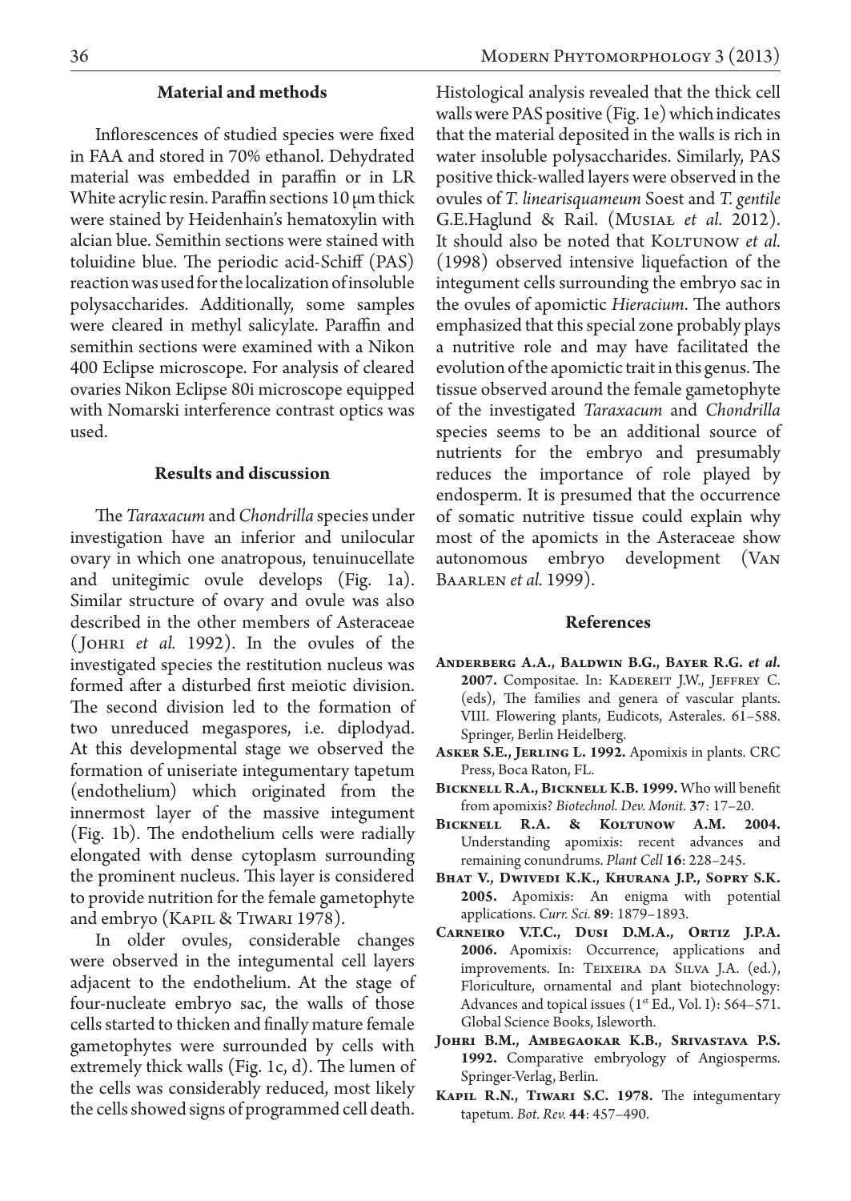## Material and methods

Inflorescences of studied species were fixed in FAA and stored in 70% ethanol. Dehydrated material was embedded in paraffin or in LR White acrylic resin. Paraffin sections 10 μm thick were stained by Heidenhain's hematoxylin with alcian blue. Semithin sections were stained with toluidine blue. The periodic acid-Schiff (PAS) reaction was used for the localization of insoluble polysaccharides. Additionally, some samples were cleared in methyl salicylate. Paraffin and semithin sections were examined with a Nikon 400 Eclipse microscope. For analysis of cleared ovaries Nikon Eclipse 80i microscope equipped with Nomarski interference contrast optics was used.

## Results and discussion

The *Taraxacum* and *Chondrilla* species under investigation have an inferior and unilocular ovary in which one anatropous, tenuinucellate and unitegimic ovule develops (Fig. 1a). Similar structure of ovary and ovule was also described in the other members of Asteraceae (Johri *et al.* 1992). In the ovules of the investigated species the restitution nucleus was formed after a disturbed first meiotic division. The second division led to the formation of two unreduced megaspores, i.e. diplodyad. At this developmental stage we observed the formation of uniseriate integumentary tapetum (endothelium) which originated from the innermost layer of the massive integument (Fig. 1b). The endothelium cells were radially elongated with dense cytoplasm surrounding the prominent nucleus. This layer is considered to provide nutrition for the female gametophyte and embryo (Kapil & Tiwari 1978).

In older ovules, considerable changes were observed in the integumental cell layers adjacent to the endothelium. At the stage of four-nucleate embryo sac, the walls of those cells started to thicken and finally mature female gametophytes were surrounded by cells with extremely thick walls (Fig. 1c, d). The lumen of the cells was considerably reduced, most likely the cells showed signs of programmed cell death. Histological analysis revealed that the thick cell walls were PAS positive (Fig. 1e) which indicates that the material deposited in the walls is rich in water insoluble polysaccharides. Similarly, PAS positive thick-walled layers were observed in the ovules of *T. linearisquameum* Soest and *T. gentile* G.E.Haglund & Rail. (Musiał *et al.* 2012). It should also be noted that Koltunow *et al.* (1998) observed intensive liquefaction of the integument cells surrounding the embryo sac in the ovules of apomictic *Hieracium*. The authors emphasized that this special zone probably plays a nutritive role and may have facilitated the evolution of the apomictic trait in this genus. The tissue observed around the female gametophyte of the investigated *Taraxacum* and *Chondrilla* species seems to be an additional source of nutrients for the embryo and presumably reduces the importance of role played by endosperm. It is presumed that the occurrence of somatic nutritive tissue could explain why most of the apomicts in the Asteraceae show autonomous embryo development (Van Baarlen *et al.* 1999).

## References

**Anderberg A.A., Baldwin B.G., Bayer R.G. *et al.* 2007.** Compositae. In: Kadereit J.W., Jeffrey C. (eds), The families and genera of vascular plants. VIII. Flowering plants, Eudicots, Asterales. 61–588. Springer, Berlin Heidelberg.

**Asker S.E., Jerling L. 1992.** Apomixis in plants. CRC Press, Boca Raton, FL.

**Bicknell R.A., Bicknell K.B. 1999.** Who will benefit from apomixis? *Biotechnol. Dev. Monit.* **37**: 17–20.

**Bicknell R.A. & Koltunow A.M. 2004.** Understanding apomixis: recent advances and remaining conundrums. *Plant Cell* **16**: 228–245.

**Bhat V., Dwivedi K.K., Khurana J.P., Sopry S.K. 2005.** Apomixis: An enigma with potential applications. *Curr. Sci.* **89**: 1879–1893.

**Carneiro V.T.C., Dusi D.M.A., Ortiz J.P.A. 2006.** Apomixis: Occurrence, applications and improvements. In: Teixeira da Silva J.A. (ed.), Floriculture, ornamental and plant biotechnology: Advances and topical issues (1st Ed., Vol. I): 564–571. Global Science Books, Isleworth.

**Johri B.M., Ambegaokar K.B., Srivastava P.S. 1992.** Comparative embryology of Angiosperms. Springer-Verlag, Berlin.

**Kapil R.N., Tiwari S.C. 1978.** The integumentary tapetum. *Bot. Rev.* **44**: 457–490.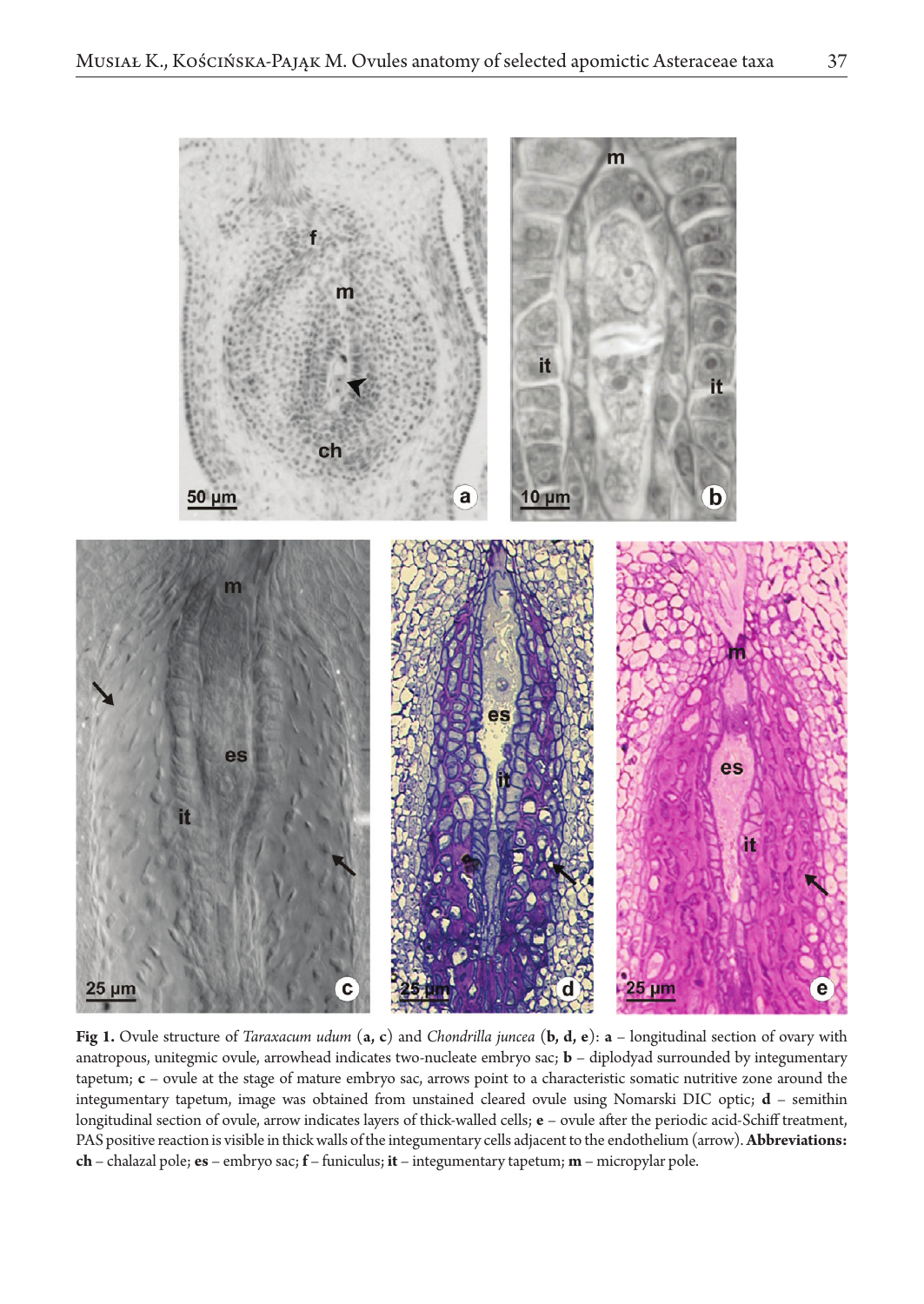**Fig 1.** Ovule structure of *Taraxacum udum* (**a, c**) and *Chondrilla juncea* (**b, d, e**): **a** – longitudinal section of ovary with anatropous, unitegmic ovule, arrowhead indicates two-nucleate embryo sac; **b** – diplodyad surrounded by integumentary tapetum; **c** – ovule at the stage of mature embryo sac, arrows point to a characteristic somatic nutritive zone around the integumentary tapetum, image was obtained from unstained cleared ovule using Nomarski DIC optic; **d** – semithin longitudinal section of ovule, arrow indicates layers of thick-walled cells; **e** – ovule after the periodic acid-Schiff treatment, PAS positive reaction is visible in thick walls of the integumentary cells adjacent to the endothelium (arrow). **Abbreviations: ch** – chalazal pole; **es** – embryo sac; **f** – funiculus; **it** – integumentary tapetum; **m** – micropylar pole.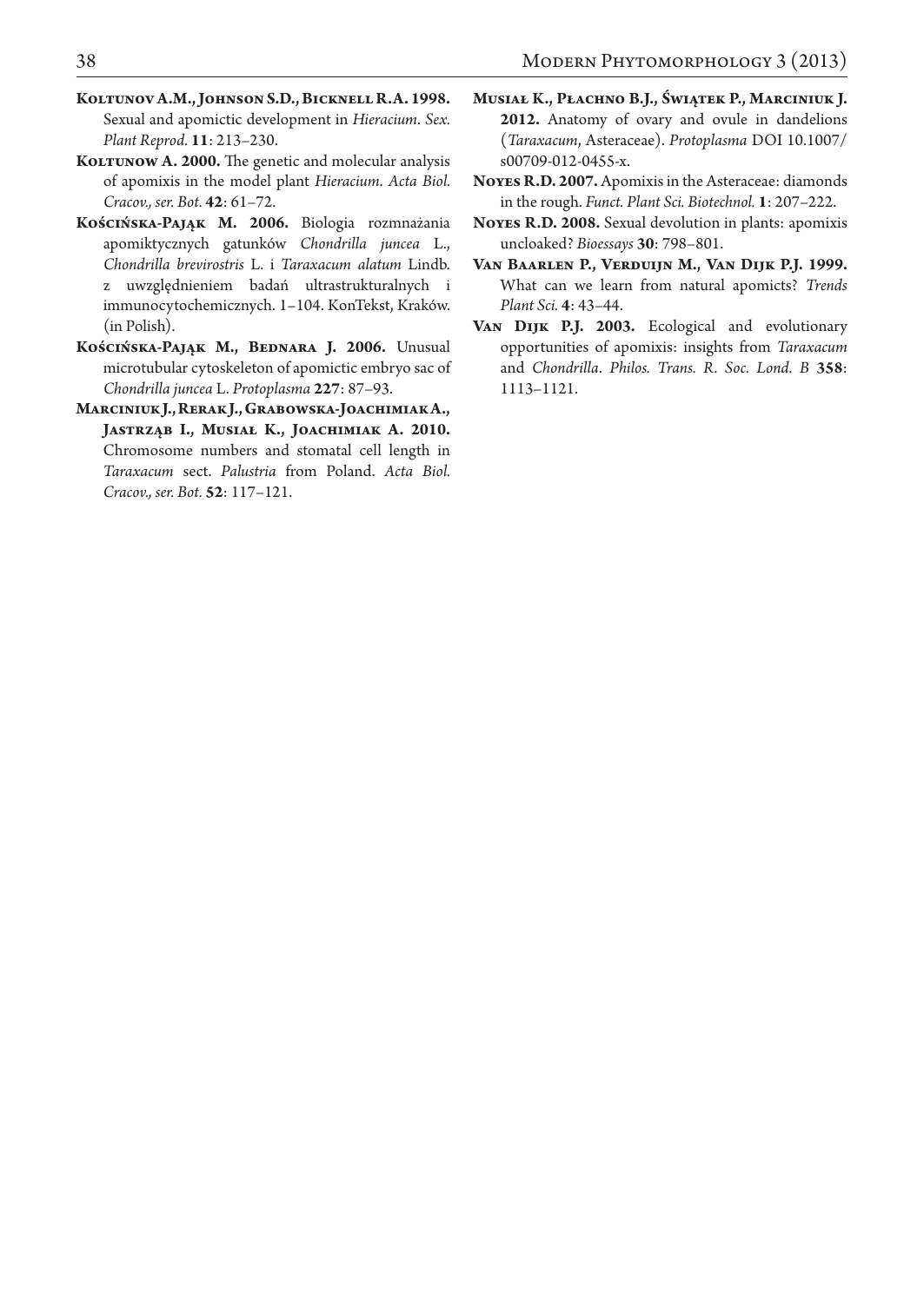**Koltunov A.M., Johnson S.D., Bicknell R.A. 1998.** Sexual and apomictic development in *Hieracium*. *Sex. Plant Reprod.* **11**: 213–230.

**Koltunow A. 2000.** The genetic and molecular analysis of apomixis in the model plant *Hieracium*. *Acta Biol. Cracov., ser. Bot.* **42**: 61–72.

**Kościńska-Pająk M. 2006.** Biologia rozmnażania apomiktycznych gatunków *Chondrilla juncea* L., *Chondrilla brevirostris* L. i *Taraxacum alatum* Lindb. z uwzględnieniem badań ultrastrukturalnych i immunocytochemicznych. 1–104. KonTekst, Kraków. (in Polish).

**Kościńska-Pająk M., Bednara J. 2006.** Unusual microtubular cytoskeleton of apomictic embryo sac of *Chondrilla juncea* L. *Protoplasma* **227**: 87–93.

**Marciniuk J., Rerak J., Grabowska-Joachimiak A., Jastrząb I., Musiał K., Joachimiak A. 2010.** Chromosome numbers and stomatal cell length in *Taraxacum* sect. *Palustria* from Poland. *Acta Biol. Cracov., ser. Bot.* **52**: 117–121.

**Musiał K., Płachno B.J., Świątek P., Marciniuk J. 2012.** Anatomy of ovary and ovule in dandelions (*Taraxacum*, Asteraceae). *Protoplasma* DOI 10.1007/s00709-012-0455-x.

**Noyes R.D. 2007.** Apomixis in the Asteraceae: diamonds in the rough. *Funct. Plant Sci. Biotechnol.* **1**: 207–222.

**Noyes R.D. 2008.** Sexual devolution in plants: apomixis uncloaked? *Bioessays* **30**: 798–801.

**Van Baarlen P., Verduijn M., Van Dijk P.J. 1999.** What can we learn from natural apomicts? *Trends Plant Sci.* **4**: 43–44.

**Van Dijk P.J. 2003.** Ecological and evolutionary opportunities of apomixis: insights from *Taraxacum* and *Chondrilla*. *Philos. Trans. R. Soc. Lond. B* **358**: 1113–1121.